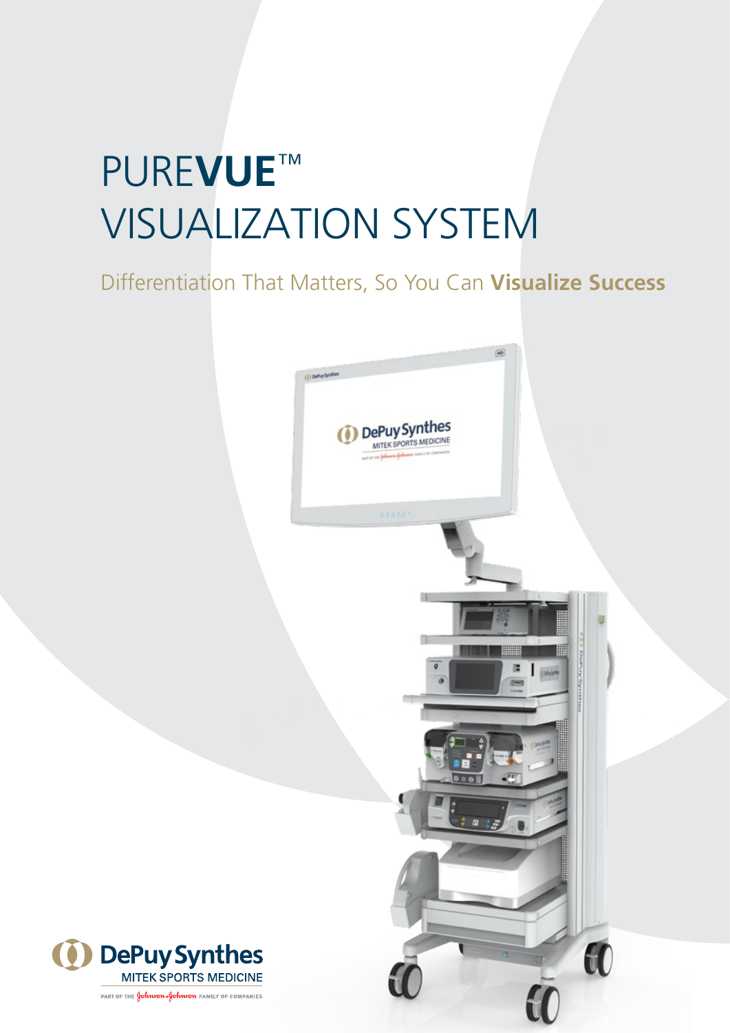# PUREVUE™ VISUALIZATION SYSTEM

Differentiation That Matters, So You Can **Visualize Success**

DePuy Synthes
MITEK SPORTS MEDICINE
PART OF THE Johnson & Johnson FAMILY OF COMPANIES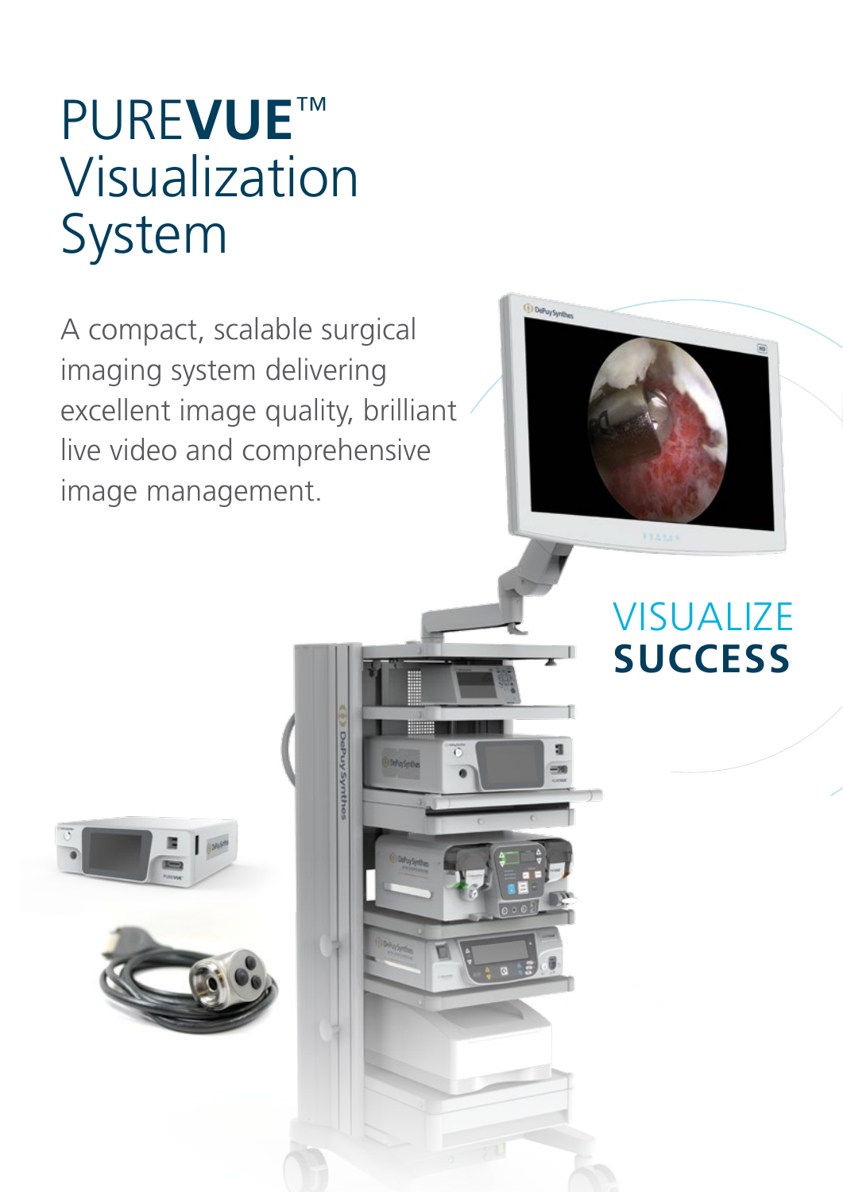# PUREVUE™ Visualization System

A compact, scalable surgical imaging system delivering excellent image quality, brilliant live video and comprehensive image management.

VISUALIZE **SUCCESS**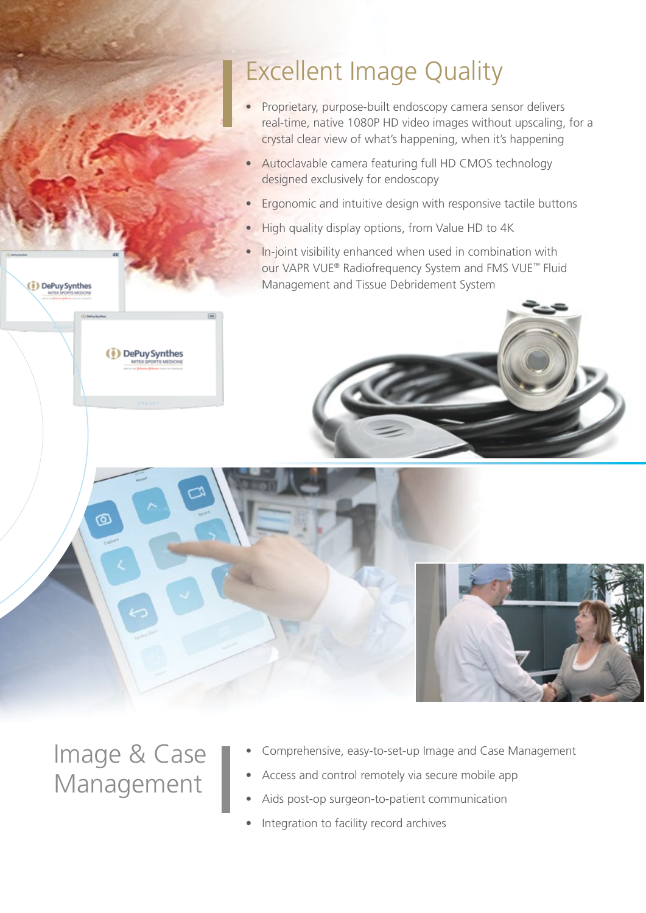## Excellent Image Quality

- Proprietary, purpose-built endoscopy camera sensor delivers real-time, native 1080P HD video images without upscaling, for a crystal clear view of what's happening, when it's happening
- Autoclavable camera featuring full HD CMOS technology designed exclusively for endoscopy
- Ergonomic and intuitive design with responsive tactile buttons
- High quality display options, from Value HD to 4K
- In-joint visibility enhanced when used in combination with our VAPR VUE® Radiofrequency System and FMS VUE™ Fluid Management and Tissue Debridement System

## Image & Case Management

- Comprehensive, easy-to-set-up Image and Case Management
- Access and control remotely via secure mobile app
- Aids post-op surgeon-to-patient communication
- Integration to facility record archives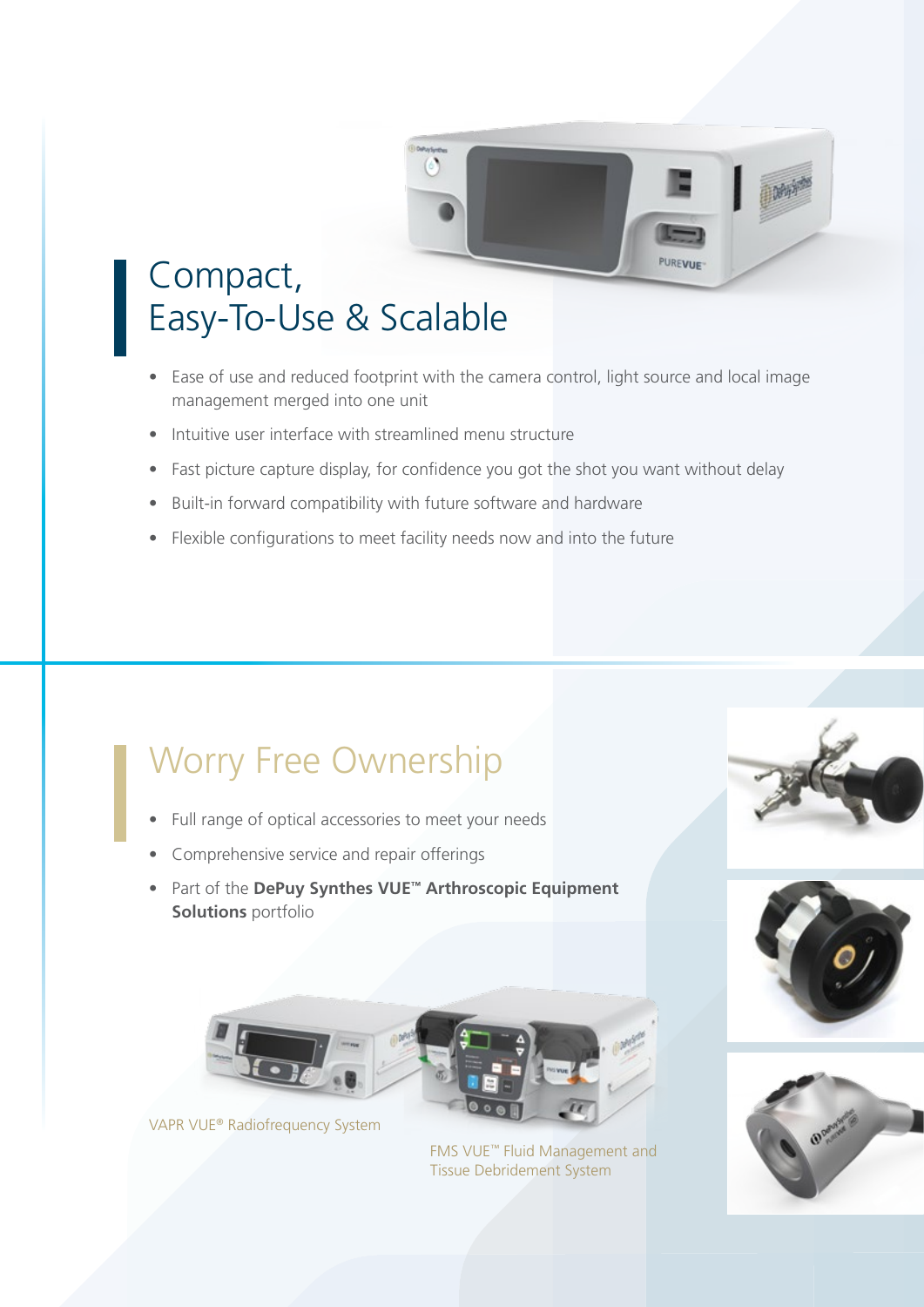## Compact, Easy-To-Use & Scalable

- Ease of use and reduced footprint with the camera control, light source and local image management merged into one unit
- Intuitive user interface with streamlined menu structure
- Fast picture capture display, for confidence you got the shot you want without delay
- Built-in forward compatibility with future software and hardware
- Flexible configurations to meet facility needs now and into the future

## Worry Free Ownership

- Full range of optical accessories to meet your needs
- Comprehensive service and repair offerings
- Part of the **DePuy Synthes VUE™ Arthroscopic Equipment Solutions** portfolio

VAPR VUE® Radiofrequency System

FMS VUE™ Fluid Management and Tissue Debridement System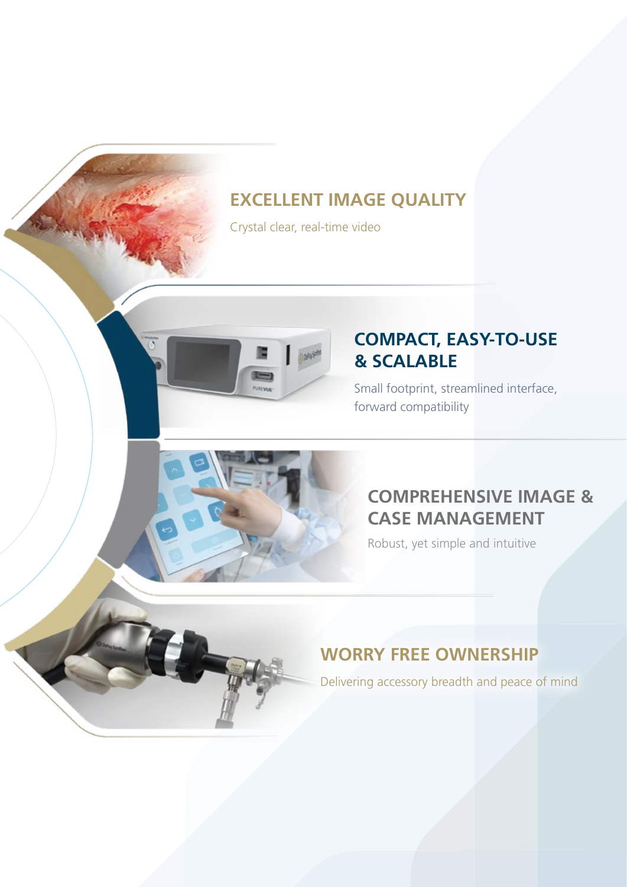## EXCELLENT IMAGE QUALITY

Crystal clear, real-time video

## COMPACT, EASY-TO-USE & SCALABLE

Small footprint, streamlined interface, forward compatibility

## COMPREHENSIVE IMAGE & CASE MANAGEMENT

Robust, yet simple and intuitive

## WORRY FREE OWNERSHIP

Delivering accessory breadth and peace of mind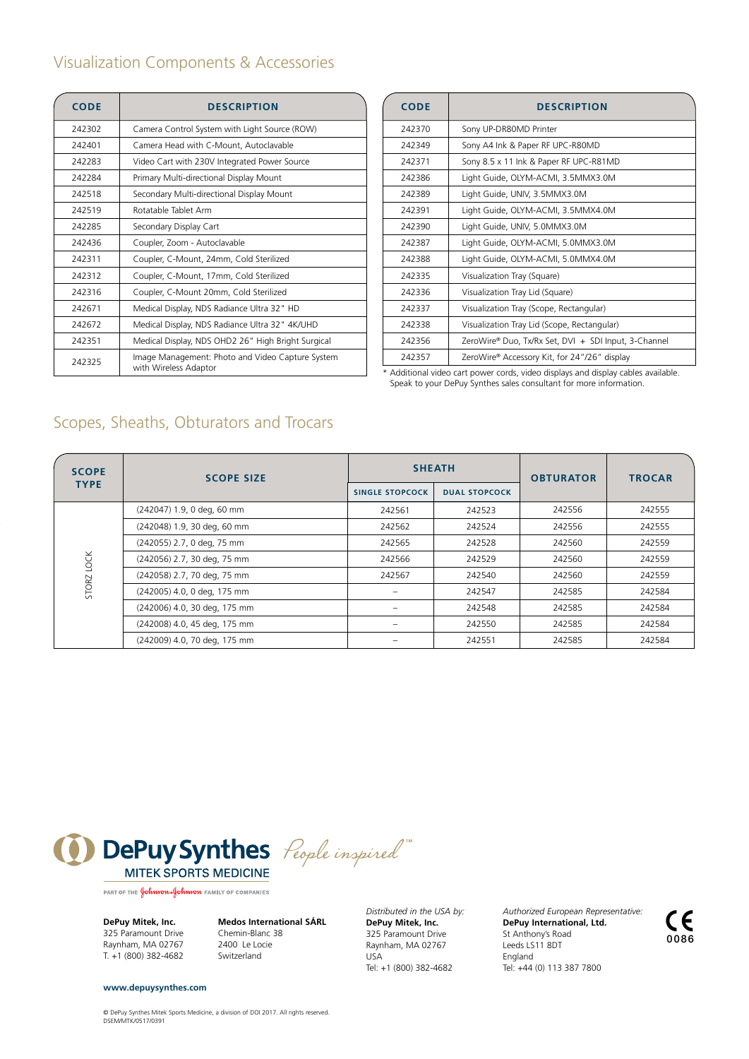## Visualization Components & Accessories

| CODE | DESCRIPTION |
|---|---|
| 242302 | Camera Control System with Light Source (ROW) |
| 242401 | Camera Head with C-Mount, Autoclavable |
| 242283 | Video Cart with 230V Integrated Power Source |
| 242284 | Primary Multi-directional Display Mount |
| 242518 | Secondary Multi-directional Display Mount |
| 242519 | Rotatable Tablet Arm |
| 242285 | Secondary Display Cart |
| 242436 | Coupler, Zoom - Autoclavable |
| 242311 | Coupler, C-Mount, 24mm, Cold Sterilized |
| 242312 | Coupler, C-Mount, 17mm, Cold Sterilized |
| 242316 | Coupler, C-Mount 20mm, Cold Sterilized |
| 242671 | Medical Display, NDS Radiance Ultra 32" HD |
| 242672 | Medical Display, NDS Radiance Ultra 32" 4K/UHD |
| 242351 | Medical Display, NDS OHD2 26" High Bright Surgical |
| 242325 | Image Management: Photo and Video Capture System with Wireless Adaptor |

| CODE | DESCRIPTION |
|---|---|
| 242370 | Sony UP-DR80MD Printer |
| 242349 | Sony A4 Ink & Paper RF UPC-R80MD |
| 242371 | Sony 8.5 x 11 Ink & Paper RF UPC-R81MD |
| 242386 | Light Guide, OLYM-ACMI, 3.5MMX3.0M |
| 242389 | Light Guide, UNIV, 3.5MMX3.0M |
| 242391 | Light Guide, OLYM-ACMI, 3.5MMX4.0M |
| 242390 | Light Guide, UNIV, 5.0MMX3.0M |
| 242387 | Light Guide, OLYM-ACMI, 5.0MMX3.0M |
| 242388 | Light Guide, OLYM-ACMI, 5.0MMX4.0M |
| 242335 | Visualization Tray (Square) |
| 242336 | Visualization Tray Lid (Square) |
| 242337 | Visualization Tray (Scope, Rectangular) |
| 242338 | Visualization Tray Lid (Scope, Rectangular) |
| 242356 | ZeroWire® Duo, Tx/Rx Set, DVI + SDI Input, 3-Channel |
| 242357 | ZeroWire® Accessory Kit, for 24"/26" display |

* Additional video cart power cords, video displays and display cables available. Speak to your DePuy Synthes sales consultant for more information.

## Scopes, Sheaths, Obturators and Trocars

| SCOPE TYPE | SCOPE SIZE | SHEATH | | OBTURATOR | TROCAR |
|---|---|---|---|---|---|
| | | SINGLE STOPCOCK | DUAL STOPCOCK | | |
| STORZ LOCK | (242047) 1.9, 0 deg, 60 mm | 242561 | 242523 | 242556 | 242555 |
| | (242048) 1.9, 30 deg, 60 mm | 242562 | 242524 | 242556 | 242555 |
| | (242055) 2.7, 0 deg, 75 mm | 242565 | 242528 | 242560 | 242559 |
| | (242056) 2.7, 30 deg, 75 mm | 242566 | 242529 | 242560 | 242559 |
| | (242058) 2.7, 70 deg, 75 mm | 242567 | 242540 | 242560 | 242559 |
| | (242005) 4.0, 0 deg, 175 mm | – | 242547 | 242585 | 242584 |
| | (242006) 4.0, 30 deg, 175 mm | – | 242548 | 242585 | 242584 |
| | (242008) 4.0, 45 deg, 175 mm | – | 242550 | 242585 | 242584 |
| | (242009) 4.0, 70 deg, 175 mm | – | 242551 | 242585 | 242584 |

DePuy Synthes *People inspired*™
MITEK SPORTS MEDICINE
PART OF THE Johnson & Johnson FAMILY OF COMPANIES

**DePuy Mitek, Inc.**
325 Paramount Drive
Raynham, MA 02767
T. +1 (800) 382-4682

**Medos International SÁRL**
Chemin-Blanc 38
2400 Le Locie
Switzerland

*Distributed in the USA by:*
**DePuy Mitek, Inc.**
325 Paramount Drive
Raynham, MA 02767
USA
Tel: +1 (800) 382-4682

*Authorized European Representative:*
**DePuy International, Ltd.**
St Anthony's Road
Leeds LS11 8DT
England
Tel: +44 (0) 113 387 7800

CE 0086

**www.depuysynthes.com**

© DePuy Synthes Mitek Sports Medicine, a division of DOI 2017. All rights reserved.
DSEM/MTK/0517/0391